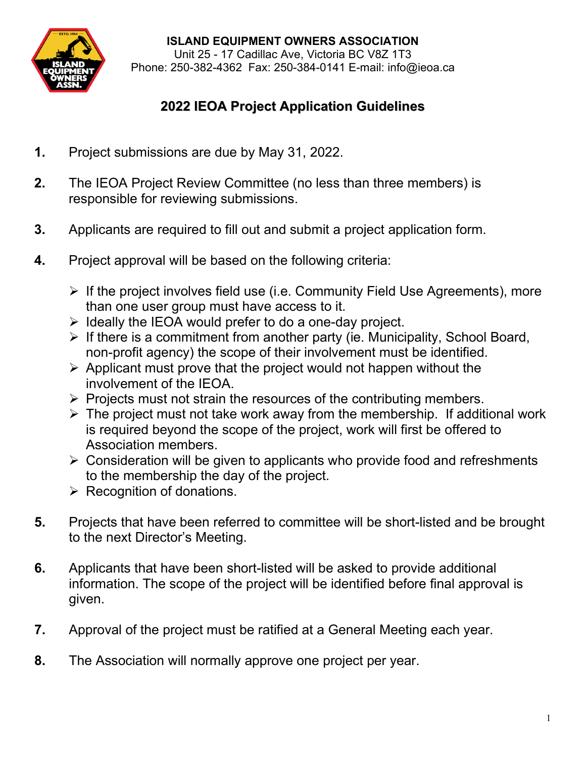**ISLAND EQUIPMENT OWNERS ASSOCIATION**
Unit 25 - 17 Cadillac Ave, Victoria BC V8Z 1T3
Phone: 250-382-4362 Fax: 250-384-0141 E-mail: info@ieoa.ca

# 2022 IEOA Project Application Guidelines

1. Project submissions are due by May 31, 2022.

2. The IEOA Project Review Committee (no less than three members) is responsible for reviewing submissions.

3. Applicants are required to fill out and submit a project application form.

4. Project approval will be based on the following criteria:

   - If the project involves field use (i.e. Community Field Use Agreements), more than one user group must have access to it.
   - Ideally the IEOA would prefer to do a one-day project.
   - If there is a commitment from another party (ie. Municipality, School Board, non-profit agency) the scope of their involvement must be identified.
   - Applicant must prove that the project would not happen without the involvement of the IEOA.
   - Projects must not strain the resources of the contributing members.
   - The project must not take work away from the membership. If additional work is required beyond the scope of the project, work will first be offered to Association members.
   - Consideration will be given to applicants who provide food and refreshments to the membership the day of the project.
   - Recognition of donations.

5. Projects that have been referred to committee will be short-listed and be brought to the next Director's Meeting.

6. Applicants that have been short-listed will be asked to provide additional information. The scope of the project will be identified before final approval is given.

7. Approval of the project must be ratified at a General Meeting each year.

8. The Association will normally approve one project per year.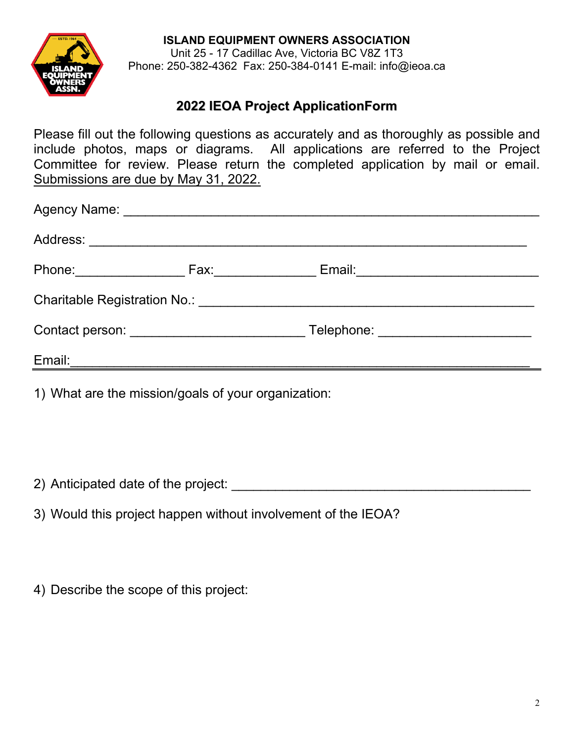**ISLAND EQUIPMENT OWNERS ASSOCIATION**
Unit 25 - 17 Cadillac Ave, Victoria BC V8Z 1T3
Phone: 250-382-4362 Fax: 250-384-0141 E-mail: info@ieoa.ca

## 2022 IEOA Project ApplicationForm

Please fill out the following questions as accurately and as thoroughly as possible and include photos, maps or diagrams. All applications are referred to the Project Committee for review. Please return the completed application by mail or email. <u>Submissions are due by May 31, 2022.</u>

Agency Name: ___________________________________________________

Address: _______________________________________________________

Phone:_______________ Fax:______________ Email:_________________________

Charitable Registration No.: ______________________________________________

Contact person: _________________________ Telephone: _____________________

Email:_________________________________________________________________

1) What are the mission/goals of your organization:

2) Anticipated date of the project: ________________________________________

3) Would this project happen without involvement of the IEOA?

4) Describe the scope of this project: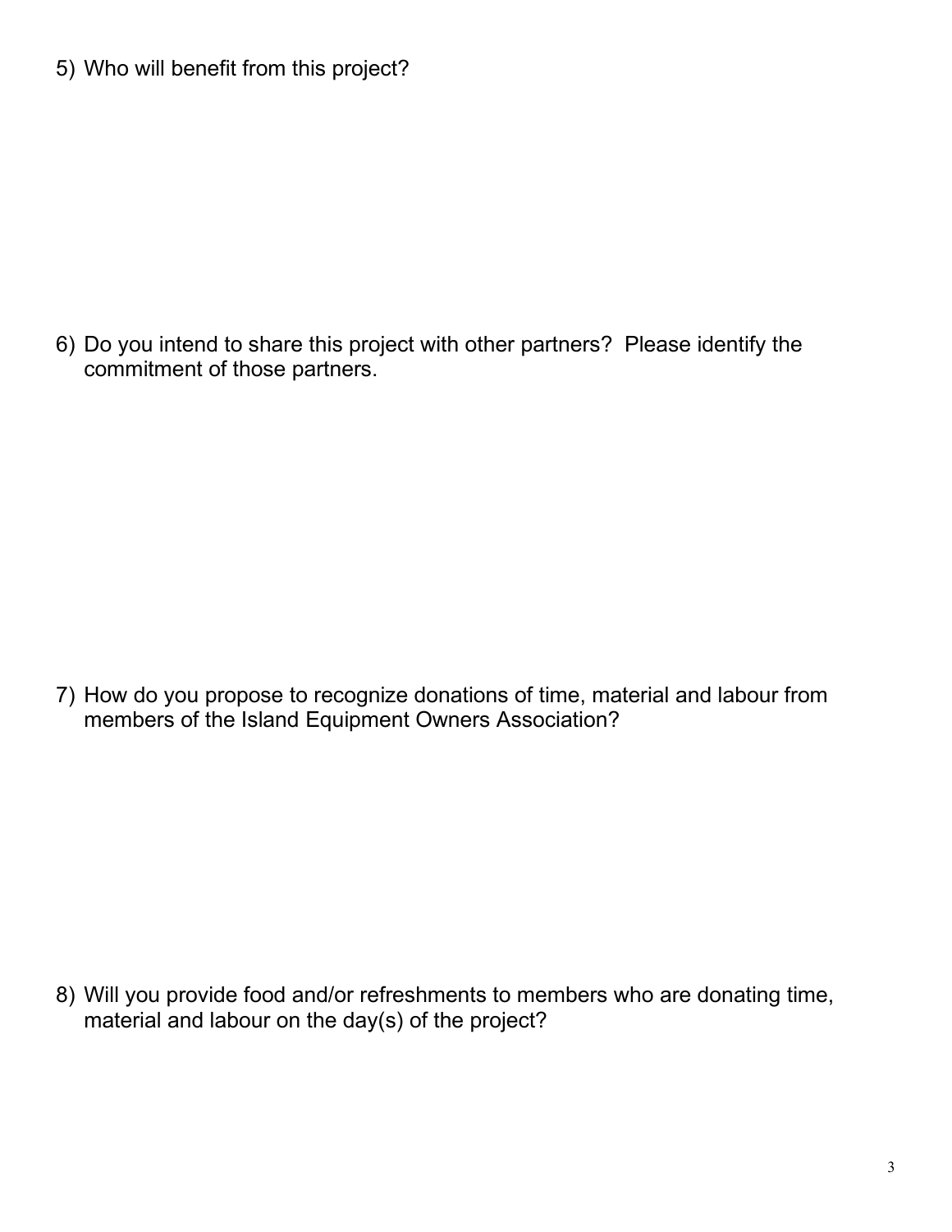5) Who will benefit from this project?

6) Do you intend to share this project with other partners? Please identify the commitment of those partners.

7) How do you propose to recognize donations of time, material and labour from members of the Island Equipment Owners Association?

8) Will you provide food and/or refreshments to members who are donating time, material and labour on the day(s) of the project?